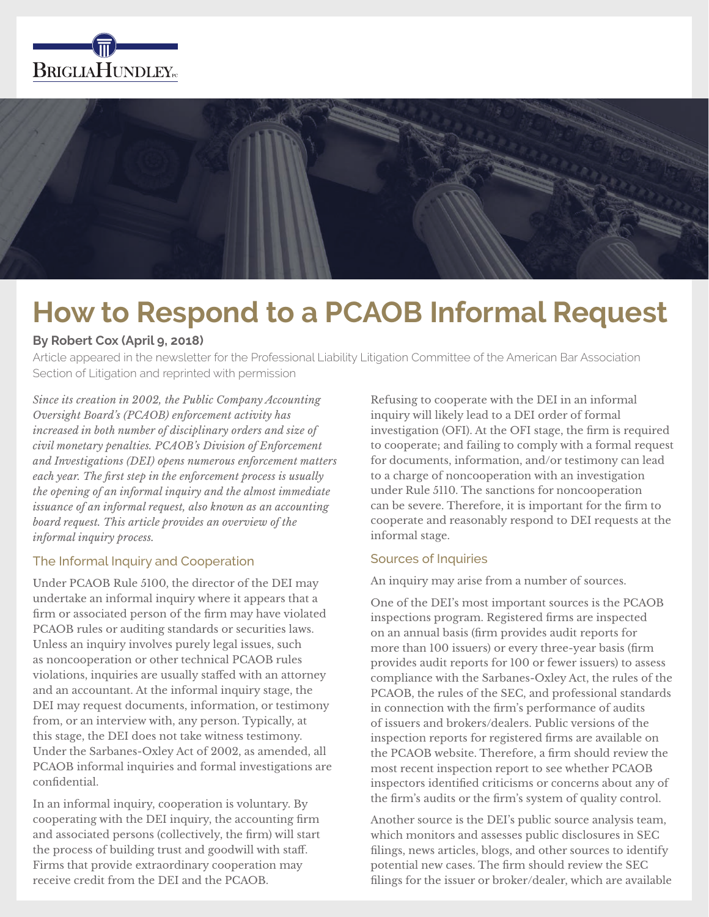BRIGLIAHUNDLEY PC

# How to Respond to a PCAOB Informal Request

**By Robert Cox (April 9, 2018)**

Article appeared in the newsletter for the Professional Liability Litigation Committee of the American Bar Association Section of Litigation and reprinted with permission

*Since its creation in 2002, the Public Company Accounting Oversight Board's (PCAOB) enforcement activity has increased in both number of disciplinary orders and size of civil monetary penalties. PCAOB's Division of Enforcement and Investigations (DEI) opens numerous enforcement matters each year. The first step in the enforcement process is usually the opening of an informal inquiry and the almost immediate issuance of an informal request, also known as an accounting board request. This article provides an overview of the informal inquiry process.*

## The Informal Inquiry and Cooperation

Under PCAOB Rule 5100, the director of the DEI may undertake an informal inquiry where it appears that a firm or associated person of the firm may have violated PCAOB rules or auditing standards or securities laws. Unless an inquiry involves purely legal issues, such as noncooperation or other technical PCAOB rules violations, inquiries are usually staffed with an attorney and an accountant. At the informal inquiry stage, the DEI may request documents, information, or testimony from, or an interview with, any person. Typically, at this stage, the DEI does not take witness testimony. Under the Sarbanes-Oxley Act of 2002, as amended, all PCAOB informal inquiries and formal investigations are confidential.

In an informal inquiry, cooperation is voluntary. By cooperating with the DEI inquiry, the accounting firm and associated persons (collectively, the firm) will start the process of building trust and goodwill with staff. Firms that provide extraordinary cooperation may receive credit from the DEI and the PCAOB.

Refusing to cooperate with the DEI in an informal inquiry will likely lead to a DEI order of formal investigation (OFI). At the OFI stage, the firm is required to cooperate; and failing to comply with a formal request for documents, information, and/or testimony can lead to a charge of noncooperation with an investigation under Rule 5110. The sanctions for noncooperation can be severe. Therefore, it is important for the firm to cooperate and reasonably respond to DEI requests at the informal stage.

## Sources of Inquiries

An inquiry may arise from a number of sources.

One of the DEI's most important sources is the PCAOB inspections program. Registered firms are inspected on an annual basis (firm provides audit reports for more than 100 issuers) or every three-year basis (firm provides audit reports for 100 or fewer issuers) to assess compliance with the Sarbanes-Oxley Act, the rules of the PCAOB, the rules of the SEC, and professional standards in connection with the firm's performance of audits of issuers and brokers/dealers. Public versions of the inspection reports for registered firms are available on the PCAOB website. Therefore, a firm should review the most recent inspection report to see whether PCAOB inspectors identified criticisms or concerns about any of the firm's audits or the firm's system of quality control.

Another source is the DEI's public source analysis team, which monitors and assesses public disclosures in SEC filings, news articles, blogs, and other sources to identify potential new cases. The firm should review the SEC filings for the issuer or broker/dealer, which are available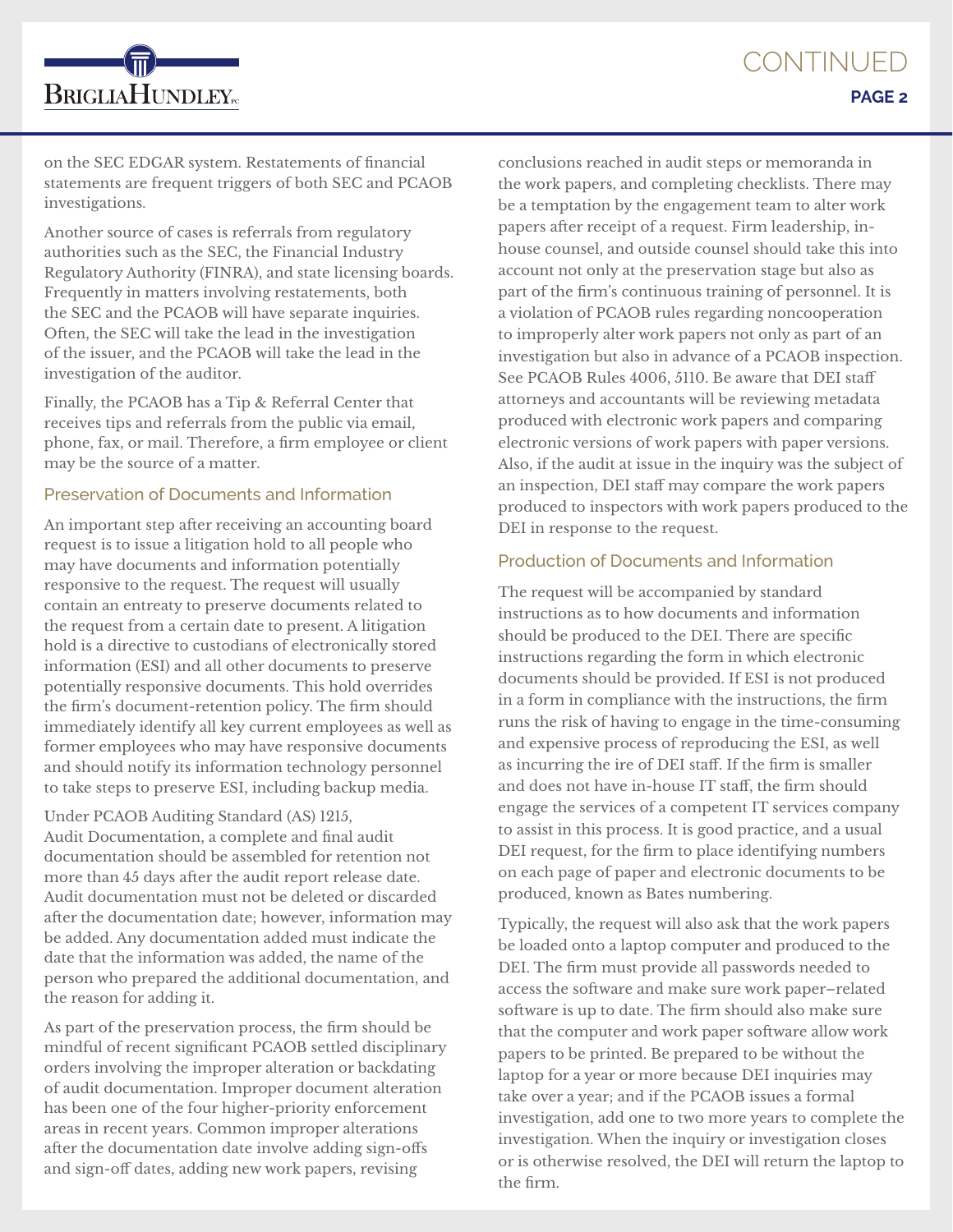on the SEC EDGAR system. Restatements of financial statements are frequent triggers of both SEC and PCAOB investigations.

Another source of cases is referrals from regulatory authorities such as the SEC, the Financial Industry Regulatory Authority (FINRA), and state licensing boards. Frequently in matters involving restatements, both the SEC and the PCAOB will have separate inquiries. Often, the SEC will take the lead in the investigation of the issuer, and the PCAOB will take the lead in the investigation of the auditor.

Finally, the PCAOB has a Tip & Referral Center that receives tips and referrals from the public via email, phone, fax, or mail. Therefore, a firm employee or client may be the source of a matter.

### Preservation of Documents and Information

An important step after receiving an accounting board request is to issue a litigation hold to all people who may have documents and information potentially responsive to the request. The request will usually contain an entreaty to preserve documents related to the request from a certain date to present. A litigation hold is a directive to custodians of electronically stored information (ESI) and all other documents to preserve potentially responsive documents. This hold overrides the firm's document-retention policy. The firm should immediately identify all key current employees as well as former employees who may have responsive documents and should notify its information technology personnel to take steps to preserve ESI, including backup media.

Under PCAOB Auditing Standard (AS) 1215, Audit Documentation, a complete and final audit documentation should be assembled for retention not more than 45 days after the audit report release date. Audit documentation must not be deleted or discarded after the documentation date; however, information may be added. Any documentation added must indicate the date that the information was added, the name of the person who prepared the additional documentation, and the reason for adding it.

As part of the preservation process, the firm should be mindful of recent significant PCAOB settled disciplinary orders involving the improper alteration or backdating of audit documentation. Improper document alteration has been one of the four higher-priority enforcement areas in recent years. Common improper alterations after the documentation date involve adding sign-offs and sign-off dates, adding new work papers, revising conclusions reached in audit steps or memoranda in the work papers, and completing checklists. There may be a temptation by the engagement team to alter work papers after receipt of a request. Firm leadership, in-house counsel, and outside counsel should take this into account not only at the preservation stage but also as part of the firm's continuous training of personnel. It is a violation of PCAOB rules regarding noncooperation to improperly alter work papers not only as part of an investigation but also in advance of a PCAOB inspection. See PCAOB Rules 4006, 5110. Be aware that DEI staff attorneys and accountants will be reviewing metadata produced with electronic work papers and comparing electronic versions of work papers with paper versions. Also, if the audit at issue in the inquiry was the subject of an inspection, DEI staff may compare the work papers produced to inspectors with work papers produced to the DEI in response to the request.

### Production of Documents and Information

The request will be accompanied by standard instructions as to how documents and information should be produced to the DEI. There are specific instructions regarding the form in which electronic documents should be provided. If ESI is not produced in a form in compliance with the instructions, the firm runs the risk of having to engage in the time-consuming and expensive process of reproducing the ESI, as well as incurring the ire of DEI staff. If the firm is smaller and does not have in-house IT staff, the firm should engage the services of a competent IT services company to assist in this process. It is good practice, and a usual DEI request, for the firm to place identifying numbers on each page of paper and electronic documents to be produced, known as Bates numbering.

Typically, the request will also ask that the work papers be loaded onto a laptop computer and produced to the DEI. The firm must provide all passwords needed to access the software and make sure work paper–related software is up to date. The firm should also make sure that the computer and work paper software allow work papers to be printed. Be prepared to be without the laptop for a year or more because DEI inquiries may take over a year; and if the PCAOB issues a formal investigation, add one to two more years to complete the investigation. When the inquiry or investigation closes or is otherwise resolved, the DEI will return the laptop to the firm.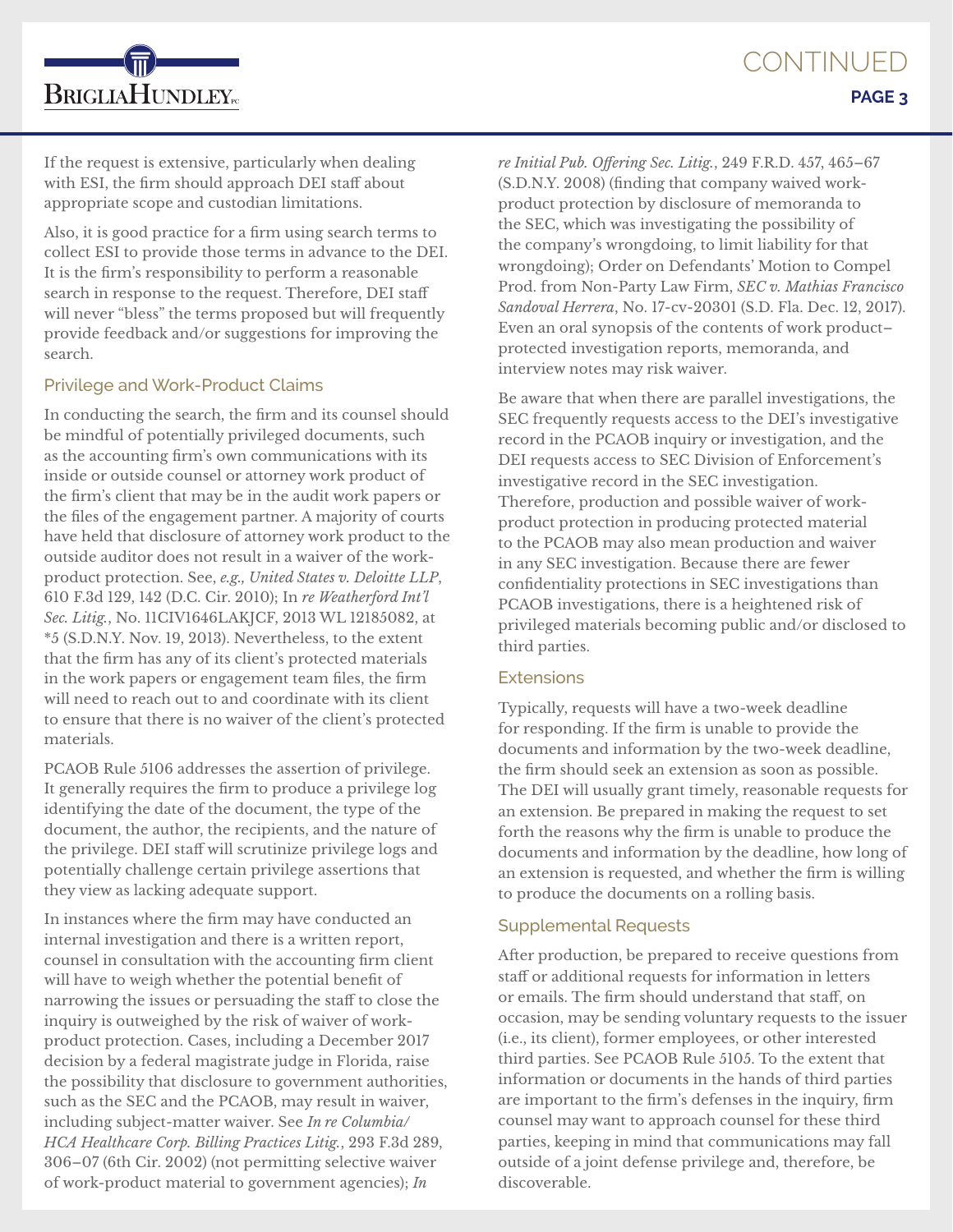If the request is extensive, particularly when dealing with ESI, the firm should approach DEI staff about appropriate scope and custodian limitations.

Also, it is good practice for a firm using search terms to collect ESI to provide those terms in advance to the DEI. It is the firm's responsibility to perform a reasonable search in response to the request. Therefore, DEI staff will never "bless" the terms proposed but will frequently provide feedback and/or suggestions for improving the search.

## Privilege and Work-Product Claims

In conducting the search, the firm and its counsel should be mindful of potentially privileged documents, such as the accounting firm's own communications with its inside or outside counsel or attorney work product of the firm's client that may be in the audit work papers or the files of the engagement partner. A majority of courts have held that disclosure of attorney work product to the outside auditor does not result in a waiver of the work-product protection. See, *e.g., United States v. Deloitte LLP*, 610 F.3d 129, 142 (D.C. Cir. 2010); In *re Weatherford Int'l Sec. Litig.*, No. 11CIV1646LAKJCF, 2013 WL 12185082, at *5 (S.D.N.Y. Nov. 19, 2013). Nevertheless, to the extent that the firm has any of its client's protected materials in the work papers or engagement team files, the firm will need to reach out to and coordinate with its client to ensure that there is no waiver of the client's protected materials.

PCAOB Rule 5106 addresses the assertion of privilege. It generally requires the firm to produce a privilege log identifying the date of the document, the type of the document, the author, the recipients, and the nature of the privilege. DEI staff will scrutinize privilege logs and potentially challenge certain privilege assertions that they view as lacking adequate support.

In instances where the firm may have conducted an internal investigation and there is a written report, counsel in consultation with the accounting firm client will have to weigh whether the potential benefit of narrowing the issues or persuading the staff to close the inquiry is outweighed by the risk of waiver of work-product protection. Cases, including a December 2017 decision by a federal magistrate judge in Florida, raise the possibility that disclosure to government authorities, such as the SEC and the PCAOB, may result in waiver, including subject-matter waiver. See *In re Columbia/HCA Healthcare Corp. Billing Practices Litig.*, 293 F.3d 289, 306–07 (6th Cir. 2002) (not permitting selective waiver of work-product material to government agencies); *In re Initial Pub. Offering Sec. Litig.*, 249 F.R.D. 457, 465–67 (S.D.N.Y. 2008) (finding that company waived work-product protection by disclosure of memoranda to the SEC, which was investigating the possibility of the company's wrongdoing, to limit liability for that wrongdoing); Order on Defendants' Motion to Compel Prod. from Non-Party Law Firm, *SEC v. Mathias Francisco Sandoval Herrera*, No. 17-cv-20301 (S.D. Fla. Dec. 12, 2017). Even an oral synopsis of the contents of work product–protected investigation reports, memoranda, and interview notes may risk waiver.

Be aware that when there are parallel investigations, the SEC frequently requests access to the DEI's investigative record in the PCAOB inquiry or investigation, and the DEI requests access to SEC Division of Enforcement's investigative record in the SEC investigation. Therefore, production and possible waiver of work-product protection in producing protected material to the PCAOB may also mean production and waiver in any SEC investigation. Because there are fewer confidentiality protections in SEC investigations than PCAOB investigations, there is a heightened risk of privileged materials becoming public and/or disclosed to third parties.

## Extensions

Typically, requests will have a two-week deadline for responding. If the firm is unable to provide the documents and information by the two-week deadline, the firm should seek an extension as soon as possible. The DEI will usually grant timely, reasonable requests for an extension. Be prepared in making the request to set forth the reasons why the firm is unable to produce the documents and information by the deadline, how long of an extension is requested, and whether the firm is willing to produce the documents on a rolling basis.

## Supplemental Requests

After production, be prepared to receive questions from staff or additional requests for information in letters or emails. The firm should understand that staff, on occasion, may be sending voluntary requests to the issuer (i.e., its client), former employees, or other interested third parties. See PCAOB Rule 5105. To the extent that information or documents in the hands of third parties are important to the firm's defenses in the inquiry, firm counsel may want to approach counsel for these third parties, keeping in mind that communications may fall outside of a joint defense privilege and, therefore, be discoverable.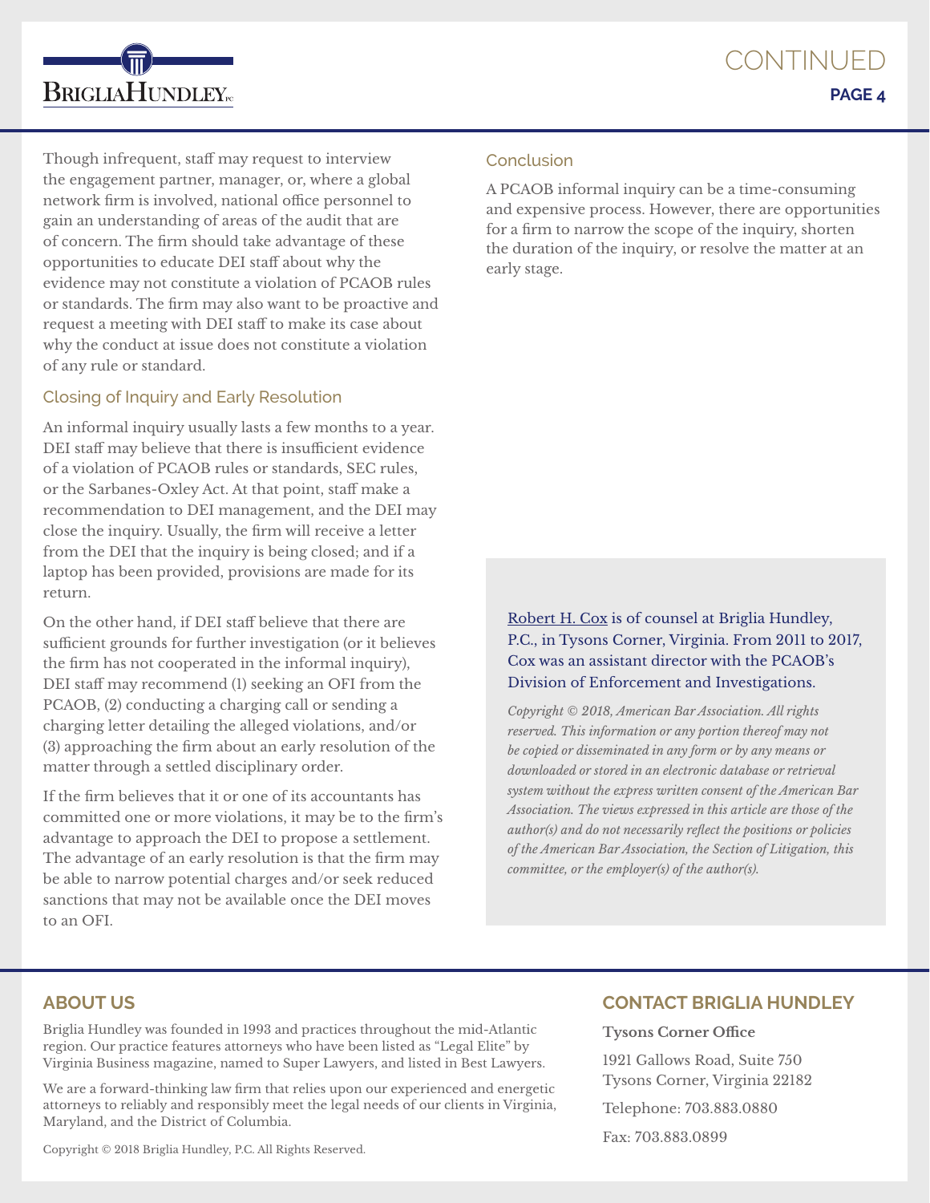Though infrequent, staff may request to interview the engagement partner, manager, or, where a global network firm is involved, national office personnel to gain an understanding of areas of the audit that are of concern. The firm should take advantage of these opportunities to educate DEI staff about why the evidence may not constitute a violation of PCAOB rules or standards. The firm may also want to be proactive and request a meeting with DEI staff to make its case about why the conduct at issue does not constitute a violation of any rule or standard.

### Closing of Inquiry and Early Resolution

An informal inquiry usually lasts a few months to a year. DEI staff may believe that there is insufficient evidence of a violation of PCAOB rules or standards, SEC rules, or the Sarbanes-Oxley Act. At that point, staff make a recommendation to DEI management, and the DEI may close the inquiry. Usually, the firm will receive a letter from the DEI that the inquiry is being closed; and if a laptop has been provided, provisions are made for its return.

On the other hand, if DEI staff believe that there are sufficient grounds for further investigation (or it believes the firm has not cooperated in the informal inquiry), DEI staff may recommend (1) seeking an OFI from the PCAOB, (2) conducting a charging call or sending a charging letter detailing the alleged violations, and/or (3) approaching the firm about an early resolution of the matter through a settled disciplinary order.

If the firm believes that it or one of its accountants has committed one or more violations, it may be to the firm's advantage to approach the DEI to propose a settlement. The advantage of an early resolution is that the firm may be able to narrow potential charges and/or seek reduced sanctions that may not be available once the DEI moves to an OFI.

### Conclusion

A PCAOB informal inquiry can be a time-consuming and expensive process. However, there are opportunities for a firm to narrow the scope of the inquiry, shorten the duration of the inquiry, or resolve the matter at an early stage.

Robert H. Cox is of counsel at Briglia Hundley, P.C., in Tysons Corner, Virginia. From 2011 to 2017, Cox was an assistant director with the PCAOB's Division of Enforcement and Investigations.

*Copyright © 2018, American Bar Association. All rights reserved. This information or any portion thereof may not be copied or disseminated in any form or by any means or downloaded or stored in an electronic database or retrieval system without the express written consent of the American Bar Association. The views expressed in this article are those of the author(s) and do not necessarily reflect the positions or policies of the American Bar Association, the Section of Litigation, this committee, or the employer(s) of the author(s).*

## ABOUT US

Briglia Hundley was founded in 1993 and practices throughout the mid-Atlantic region. Our practice features attorneys who have been listed as "Legal Elite" by Virginia Business magazine, named to Super Lawyers, and listed in Best Lawyers.

We are a forward-thinking law firm that relies upon our experienced and energetic attorneys to reliably and responsibly meet the legal needs of our clients in Virginia, Maryland, and the District of Columbia.

Copyright © 2018 Briglia Hundley, P.C. All Rights Reserved.

## CONTACT BRIGLIA HUNDLEY

**Tysons Corner Office**

1921 Gallows Road, Suite 750
Tysons Corner, Virginia 22182

Telephone: 703.883.0880

Fax: 703.883.0899